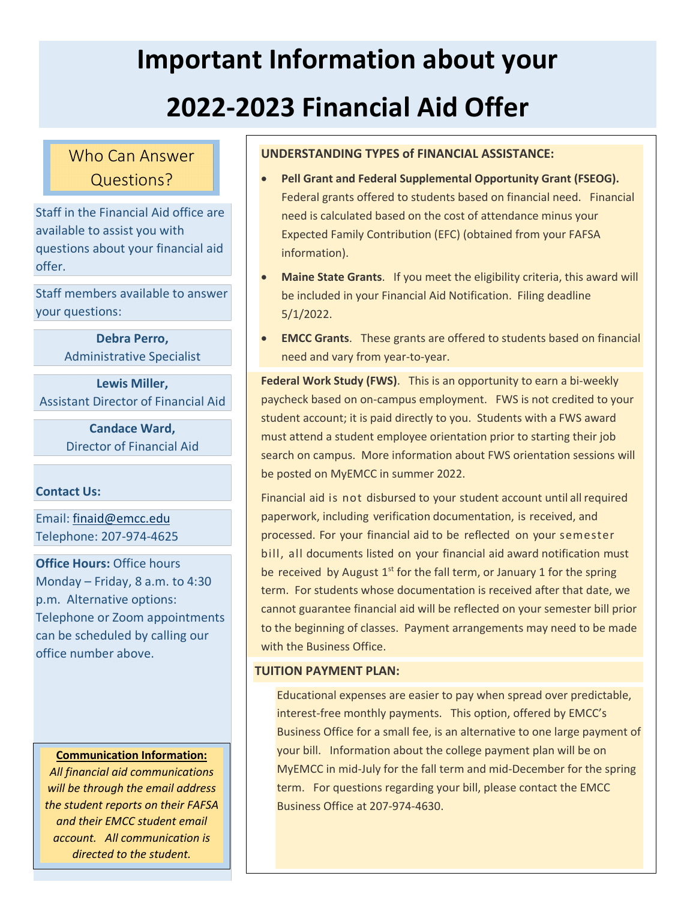# Important Information about your 2022-2023 Financial Aid Offer

## Who Can Answer Questions?

Staff in the Financial Aid office are available to assist you with questions about your financial aid offer.

Staff members available to answer your questions:

**Debra Perro,**
Administrative Specialist

**Lewis Miller,**
Assistant Director of Financial Aid

**Candace Ward,**
Director of Financial Aid

**Contact Us:**

Email: finaid@emcc.edu
Telephone: 207-974-4625

**Office Hours:** Office hours Monday – Friday, 8 a.m. to 4:30 p.m. Alternative options: Telephone or Zoom appointments can be scheduled by calling our office number above.

**Communication Information:**
*All financial aid communications will be through the email address the student reports on their FAFSA and their EMCC student email account. All communication is directed to the student.*

## UNDERSTANDING TYPES of FINANCIAL ASSISTANCE:

- **Pell Grant and Federal Supplemental Opportunity Grant (FSEOG).** Federal grants offered to students based on financial need. Financial need is calculated based on the cost of attendance minus your Expected Family Contribution (EFC) (obtained from your FAFSA information).
- **Maine State Grants**. If you meet the eligibility criteria, this award will be included in your Financial Aid Notification. Filing deadline 5/1/2022.
- **EMCC Grants**. These grants are offered to students based on financial need and vary from year-to-year.

**Federal Work Study (FWS)**. This is an opportunity to earn a bi-weekly paycheck based on on-campus employment. FWS is not credited to your student account; it is paid directly to you. Students with a FWS award must attend a student employee orientation prior to starting their job search on campus. More information about FWS orientation sessions will be posted on MyEMCC in summer 2022.

Financial aid is not disbursed to your student account until all required paperwork, including verification documentation, is received, and processed. For your financial aid to be reflected on your semester bill, all documents listed on your financial aid award notification must be received by August 1st for the fall term, or January 1 for the spring term. For students whose documentation is received after that date, we cannot guarantee financial aid will be reflected on your semester bill prior to the beginning of classes. Payment arrangements may need to be made with the Business Office.

## TUITION PAYMENT PLAN:

Educational expenses are easier to pay when spread over predictable, interest-free monthly payments. This option, offered by EMCC's Business Office for a small fee, is an alternative to one large payment of your bill. Information about the college payment plan will be on MyEMCC in mid-July for the fall term and mid-December for the spring term. For questions regarding your bill, please contact the EMCC Business Office at 207-974-4630.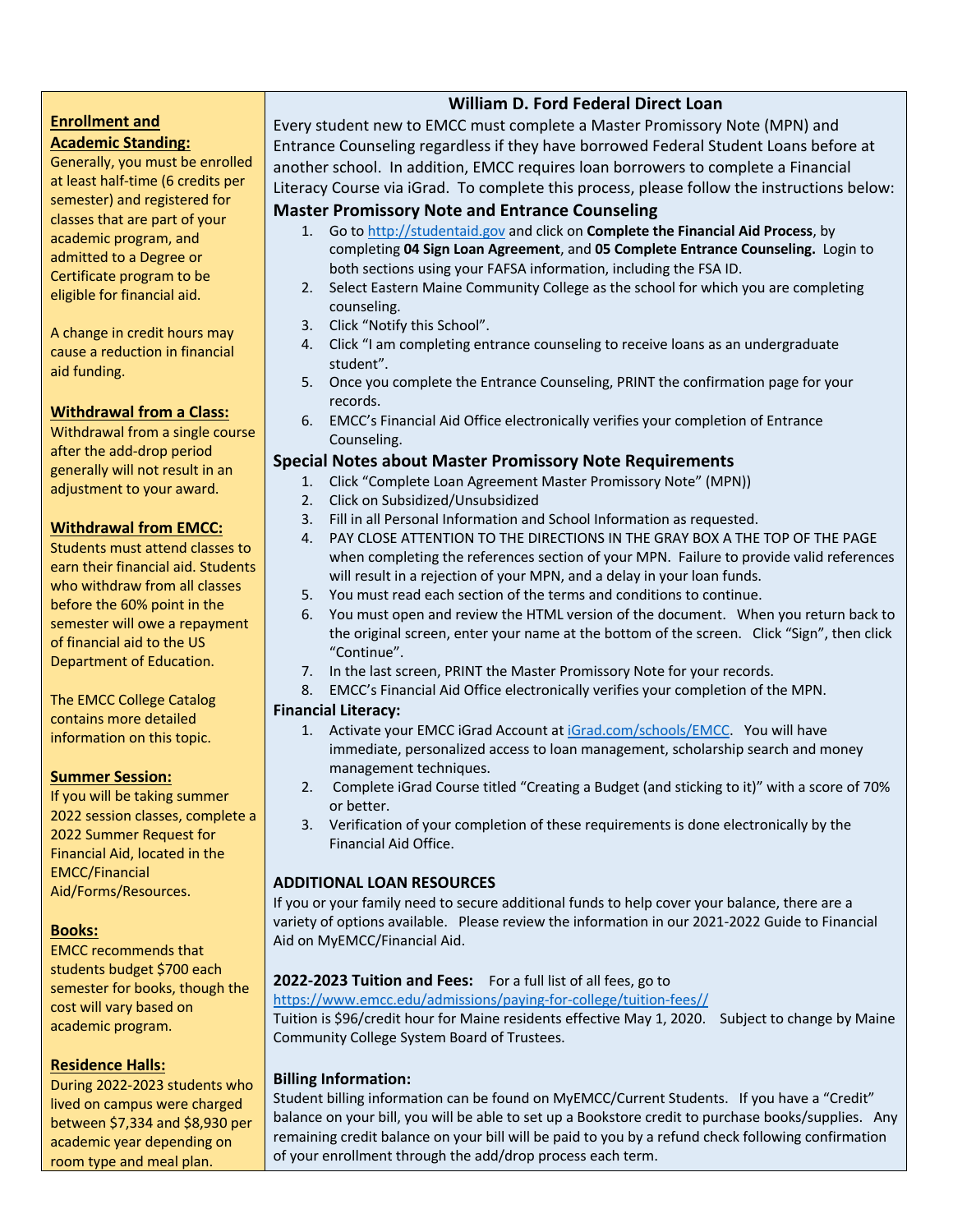#### Enrollment and Academic Standing:

Generally, you must be enrolled at least half-time (6 credits per semester) and registered for classes that are part of your academic program, and admitted to a Degree or Certificate program to be eligible for financial aid.

A change in credit hours may cause a reduction in financial aid funding.

#### Withdrawal from a Class:

Withdrawal from a single course after the add-drop period generally will not result in an adjustment to your award.

#### Withdrawal from EMCC:

Students must attend classes to earn their financial aid. Students who withdraw from all classes before the 60% point in the semester will owe a repayment of financial aid to the US Department of Education.

The EMCC College Catalog contains more detailed information on this topic.

#### Summer Session:

If you will be taking summer 2022 session classes, complete a 2022 Summer Request for Financial Aid, located in the EMCC/Financial Aid/Forms/Resources.

#### Books:

EMCC recommends that students budget $700 each semester for books, though the cost will vary based on academic program.

#### Residence Halls:

During 2022-2023 students who lived on campus were charged between $7,334 and $8,930 per academic year depending on room type and meal plan.

## William D. Ford Federal Direct Loan

Every student new to EMCC must complete a Master Promissory Note (MPN) and Entrance Counseling regardless if they have borrowed Federal Student Loans before at another school. In addition, EMCC requires loan borrowers to complete a Financial Literacy Course via iGrad. To complete this process, please follow the instructions below:

### Master Promissory Note and Entrance Counseling

1. Go to http://studentaid.gov and click on **Complete the Financial Aid Process**, by completing **04 Sign Loan Agreement**, and **05 Complete Entrance Counseling.** Login to both sections using your FAFSA information, including the FSA ID.
2. Select Eastern Maine Community College as the school for which you are completing counseling.
3. Click "Notify this School".
4. Click "I am completing entrance counseling to receive loans as an undergraduate student".
5. Once you complete the Entrance Counseling, PRINT the confirmation page for your records.
6. EMCC's Financial Aid Office electronically verifies your completion of Entrance Counseling.

### Special Notes about Master Promissory Note Requirements

1. Click "Complete Loan Agreement Master Promissory Note" (MPN))
2. Click on Subsidized/Unsubsidized
3. Fill in all Personal Information and School Information as requested.
4. PAY CLOSE ATTENTION TO THE DIRECTIONS IN THE GRAY BOX A THE TOP OF THE PAGE when completing the references section of your MPN. Failure to provide valid references will result in a rejection of your MPN, and a delay in your loan funds.
5. You must read each section of the terms and conditions to continue.
6. You must open and review the HTML version of the document. When you return back to the original screen, enter your name at the bottom of the screen. Click "Sign", then click "Continue".
7. In the last screen, PRINT the Master Promissory Note for your records.
8. EMCC's Financial Aid Office electronically verifies your completion of the MPN.

**Financial Literacy:**

1. Activate your EMCC iGrad Account at iGrad.com/schools/EMCC. You will have immediate, personalized access to loan management, scholarship search and money management techniques.
2. Complete iGrad Course titled "Creating a Budget (and sticking to it)" with a score of 70% or better.
3. Verification of your completion of these requirements is done electronically by the Financial Aid Office.

**ADDITIONAL LOAN RESOURCES**

If you or your family need to secure additional funds to help cover your balance, there are a variety of options available. Please review the information in our 2021-2022 Guide to Financial Aid on MyEMCC/Financial Aid.

**2022-2023 Tuition and Fees:** For a full list of all fees, go to https://www.emcc.edu/admissions/paying-for-college/tuition-fees//

Tuition is $96/credit hour for Maine residents effective May 1, 2020. Subject to change by Maine Community College System Board of Trustees.

**Billing Information:**

Student billing information can be found on MyEMCC/Current Students. If you have a "Credit" balance on your bill, you will be able to set up a Bookstore credit to purchase books/supplies. Any remaining credit balance on your bill will be paid to you by a refund check following confirmation of your enrollment through the add/drop process each term.